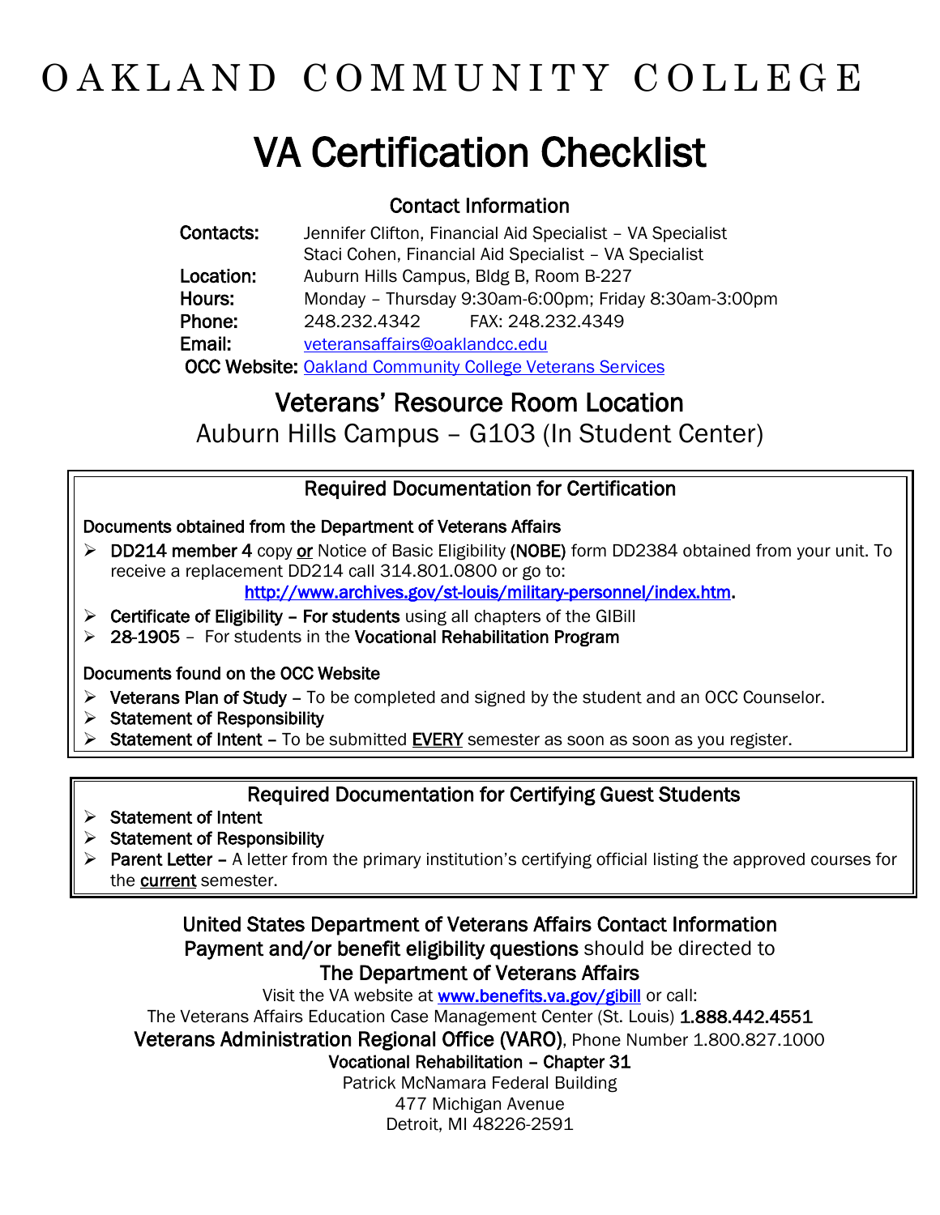# OAKLAND COMMUNITY COLLEGE

# VA Certification Checklist

## Contact Information

**Contacts:** Jennifer Clifton, Financial Aid Specialist – VA Specialist
Staci Cohen, Financial Aid Specialist – VA Specialist
**Location:** Auburn Hills Campus, Bldg B, Room B-227
**Hours:** Monday – Thursday 9:30am-6:00pm; Friday 8:30am-3:00pm
**Phone:** 248.232.4342 FAX: 248.232.4349
**Email:** veteransaffairs@oaklandcc.edu
**OCC Website:** Oakland Community College Veterans Services

## Veterans' Resource Room Location

Auburn Hills Campus – G103 (In Student Center)

### Required Documentation for Certification

**Documents obtained from the Department of Veterans Affairs**

- **DD214 member 4** copy **or** Notice of Basic Eligibility **(NOBE)** form DD2384 obtained from your unit. To receive a replacement DD214 call 314.801.0800 or go to: http://www.archives.gov/st-louis/military-personnel/index.htm.
- **Certificate of Eligibility – For students** using all chapters of the GIBill
- **28-1905** – For students in the **Vocational Rehabilitation Program**

**Documents found on the OCC Website**

- **Veterans Plan of Study** – To be completed and signed by the student and an OCC Counselor.
- **Statement of Responsibility**
- **Statement of Intent** – To be submitted **EVERY** semester as soon as soon as you register.

### Required Documentation for Certifying Guest Students

- **Statement of Intent**
- **Statement of Responsibility**
- **Parent Letter** – A letter from the primary institution's certifying official listing the approved courses for the **current** semester.

### United States Department of Veterans Affairs Contact Information

**Payment and/or benefit eligibility questions** should be directed to
**The Department of Veterans Affairs**

Visit the VA website at **www.benefits.va.gov/gibill** or call:
The Veterans Affairs Education Case Management Center (St. Louis) **1.888.442.4551**
**Veterans Administration Regional Office (VARO)**, Phone Number 1.800.827.1000
**Vocational Rehabilitation – Chapter 31**
Patrick McNamara Federal Building
477 Michigan Avenue
Detroit, MI 48226-2591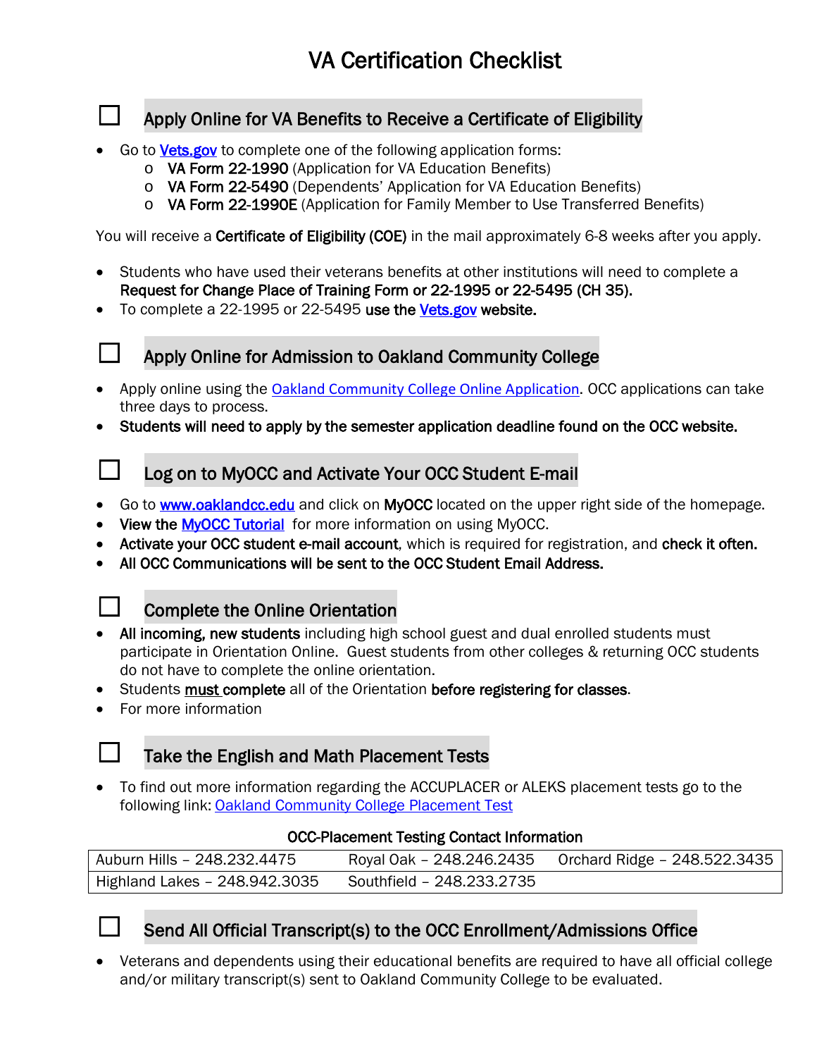# VA Certification Checklist

## ☐ Apply Online for VA Benefits to Receive a Certificate of Eligibility

- Go to [Vets.gov](Vets.gov) to complete one of the following application forms:
  - **VA Form 22-1990** (Application for VA Education Benefits)
  - **VA Form 22-5490** (Dependents' Application for VA Education Benefits)
  - **VA Form 22-1990E** (Application for Family Member to Use Transferred Benefits)

You will receive a **Certificate of Eligibility (COE)** in the mail approximately 6-8 weeks after you apply.

- Students who have used their veterans benefits at other institutions will need to complete a **Request for Change Place of Training Form or 22-1995 or 22-5495 (CH 35).**
- To complete a 22-1995 or 22-5495 **use the [Vets.gov](Vets.gov) website.**

## ☐ Apply Online for Admission to Oakland Community College

- Apply online using the Oakland Community College Online Application. OCC applications can take three days to process.
- **Students will need to apply by the semester application deadline found on the OCC website.**

## ☐ Log on to MyOCC and Activate Your OCC Student E-mail

- Go to **www.oaklandcc.edu** and click on **MyOCC** located on the upper right side of the homepage.
- **View the MyOCC Tutorial** for more information on using MyOCC.
- **Activate your OCC student e-mail account**, which is required for registration, and **check it often.**
- **All OCC Communications will be sent to the OCC Student Email Address.**

## ☐ Complete the Online Orientation

- **All incoming, new students** including high school guest and dual enrolled students must participate in Orientation Online. Guest students from other colleges & returning OCC students do not have to complete the online orientation.
- Students <u>must</u> **complete** all of the Orientation **before registering for classes**.
- For more information

## ☐ Take the English and Math Placement Tests

- To find out more information regarding the ACCUPLACER or ALEKS placement tests go to the following link: Oakland Community College Placement Test

**OCC-Placement Testing Contact Information**

| | | |
|---|---|---|
| Auburn Hills – 248.232.4475 | Royal Oak – 248.246.2435 | Orchard Ridge – 248.522.3435 |
| Highland Lakes – 248.942.3035 | Southfield – 248.233.2735 | |

## ☐ Send All Official Transcript(s) to the OCC Enrollment/Admissions Office

- Veterans and dependents using their educational benefits are required to have all official college and/or military transcript(s) sent to Oakland Community College to be evaluated.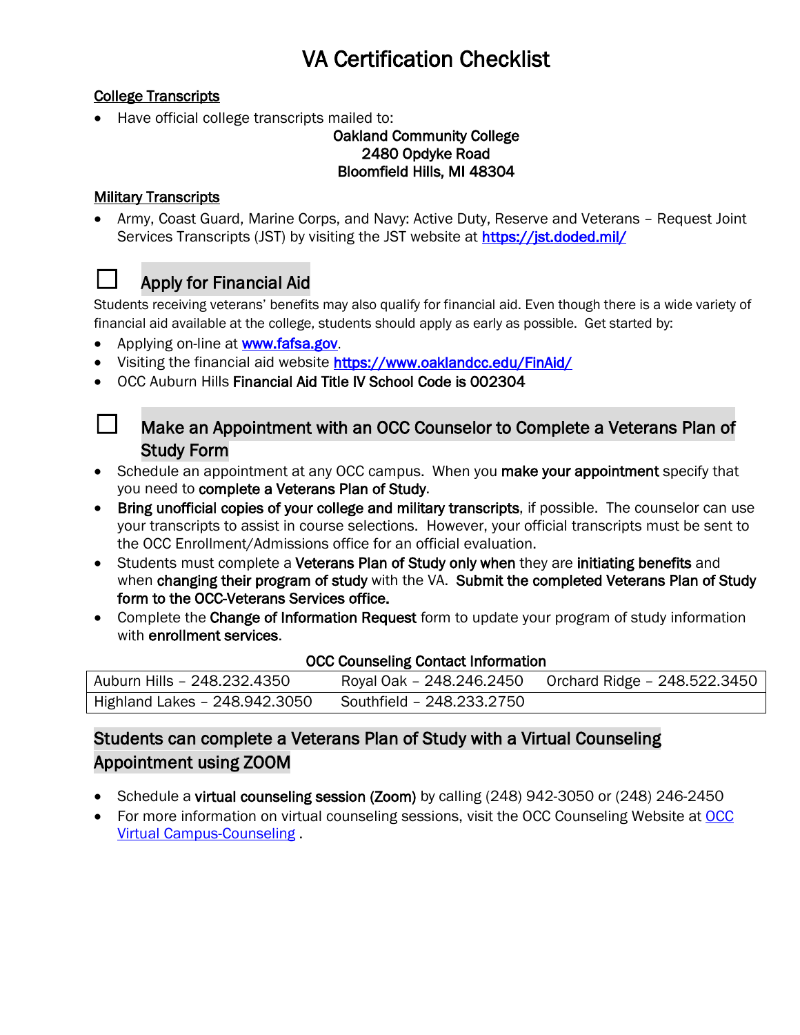# VA Certification Checklist

**College Transcripts**

- Have official college transcripts mailed to:

Oakland Community College
2480 Opdyke Road
Bloomfield Hills, MI 48304

**Military Transcripts**

- Army, Coast Guard, Marine Corps, and Navy: Active Duty, Reserve and Veterans – Request Joint Services Transcripts (JST) by visiting the JST website at [https://jst.doded.mil/](https://jst.doded.mil/)

## ☐ Apply for Financial Aid

Students receiving veterans' benefits may also qualify for financial aid. Even though there is a wide variety of financial aid available at the college, students should apply as early as possible. Get started by:

- Applying on-line at [www.fafsa.gov](www.fafsa.gov).
- Visiting the financial aid website [https://www.oaklandcc.edu/FinAid/](https://www.oaklandcc.edu/FinAid/)
- OCC Auburn Hills **Financial Aid Title IV School Code is 002304**

## ☐ Make an Appointment with an OCC Counselor to Complete a Veterans Plan of Study Form

- Schedule an appointment at any OCC campus. When you **make your appointment** specify that you need to **complete a Veterans Plan of Study**.
- **Bring unofficial copies of your college and military transcripts**, if possible. The counselor can use your transcripts to assist in course selections. However, your official transcripts must be sent to the OCC Enrollment/Admissions office for an official evaluation.
- Students must complete a **Veterans Plan of Study only when** they are **initiating benefits** and when **changing their program of study** with the VA. **Submit the completed Veterans Plan of Study form to the OCC-Veterans Services office.**
- Complete the **Change of Information Request** form to update your program of study information with **enrollment services**.

**OCC Counseling Contact Information**

| | | |
|---|---|---|
| Auburn Hills – 248.232.4350 | Royal Oak – 248.246.2450 | Orchard Ridge – 248.522.3450 |
| Highland Lakes – 248.942.3050 | Southfield – 248.233.2750 | |

## Students can complete a Veterans Plan of Study with a Virtual Counseling Appointment using ZOOM

- Schedule a **virtual counseling session (Zoom)** by calling (248) 942-3050 or (248) 246-2450
- For more information on virtual counseling sessions, visit the OCC Counseling Website at OCC Virtual Campus-Counseling .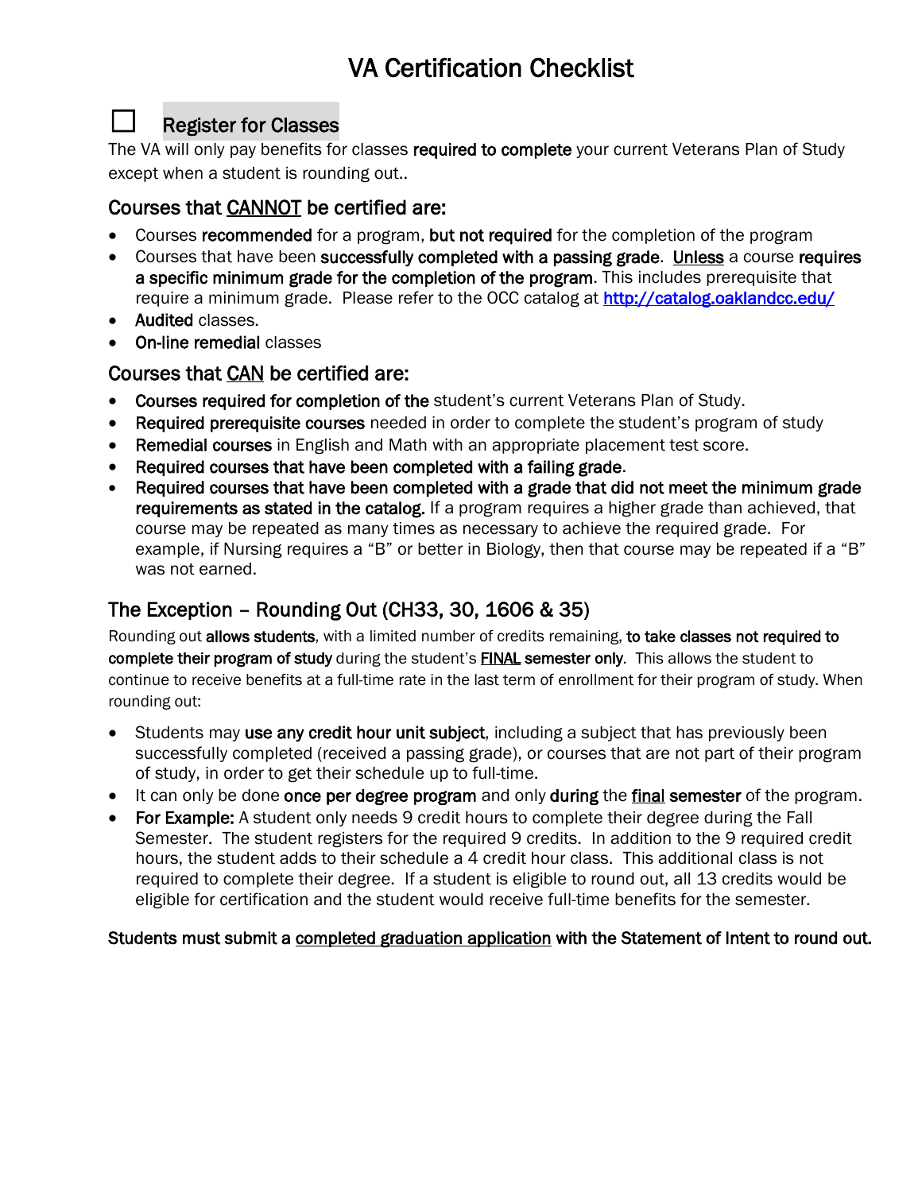# VA Certification Checklist

☐ **Register for Classes**

The VA will only pay benefits for classes **required to complete** your current Veterans Plan of Study except when a student is rounding out..

## Courses that CANNOT be certified are:

- Courses **recommended** for a program, **but not required** for the completion of the program
- Courses that have been **successfully completed with a passing grade**. Unless a course **requires a specific minimum grade for the completion of the program**. This includes prerequisite that require a minimum grade. Please refer to the OCC catalog at http://catalog.oaklandcc.edu/
- **Audited** classes.
- **On-line remedial** classes

## Courses that CAN be certified are:

- **Courses required for completion of the** student's current Veterans Plan of Study.
- **Required prerequisite courses** needed in order to complete the student's program of study
- **Remedial courses** in English and Math with an appropriate placement test score.
- **Required courses that have been completed with a failing grade**.
- **Required courses that have been completed with a grade that did not meet the minimum grade requirements as stated in the catalog.** If a program requires a higher grade than achieved, that course may be repeated as many times as necessary to achieve the required grade. For example, if Nursing requires a "B" or better in Biology, then that course may be repeated if a "B" was not earned.

## The Exception – Rounding Out (CH33, 30, 1606 & 35)

Rounding out **allows students**, with a limited number of credits remaining, **to take classes not required to complete their program of study** during the student's **FINAL semester only**. This allows the student to continue to receive benefits at a full-time rate in the last term of enrollment for their program of study. When rounding out:

- Students may **use any credit hour unit subject**, including a subject that has previously been successfully completed (received a passing grade), or courses that are not part of their program of study, in order to get their schedule up to full-time.
- It can only be done **once per degree program** and only **during** the **final semester** of the program.
- **For Example:** A student only needs 9 credit hours to complete their degree during the Fall Semester. The student registers for the required 9 credits. In addition to the 9 required credit hours, the student adds to their schedule a 4 credit hour class. This additional class is not required to complete their degree. If a student is eligible to round out, all 13 credits would be eligible for certification and the student would receive full-time benefits for the semester.

**Students must submit a completed graduation application with the Statement of Intent to round out.**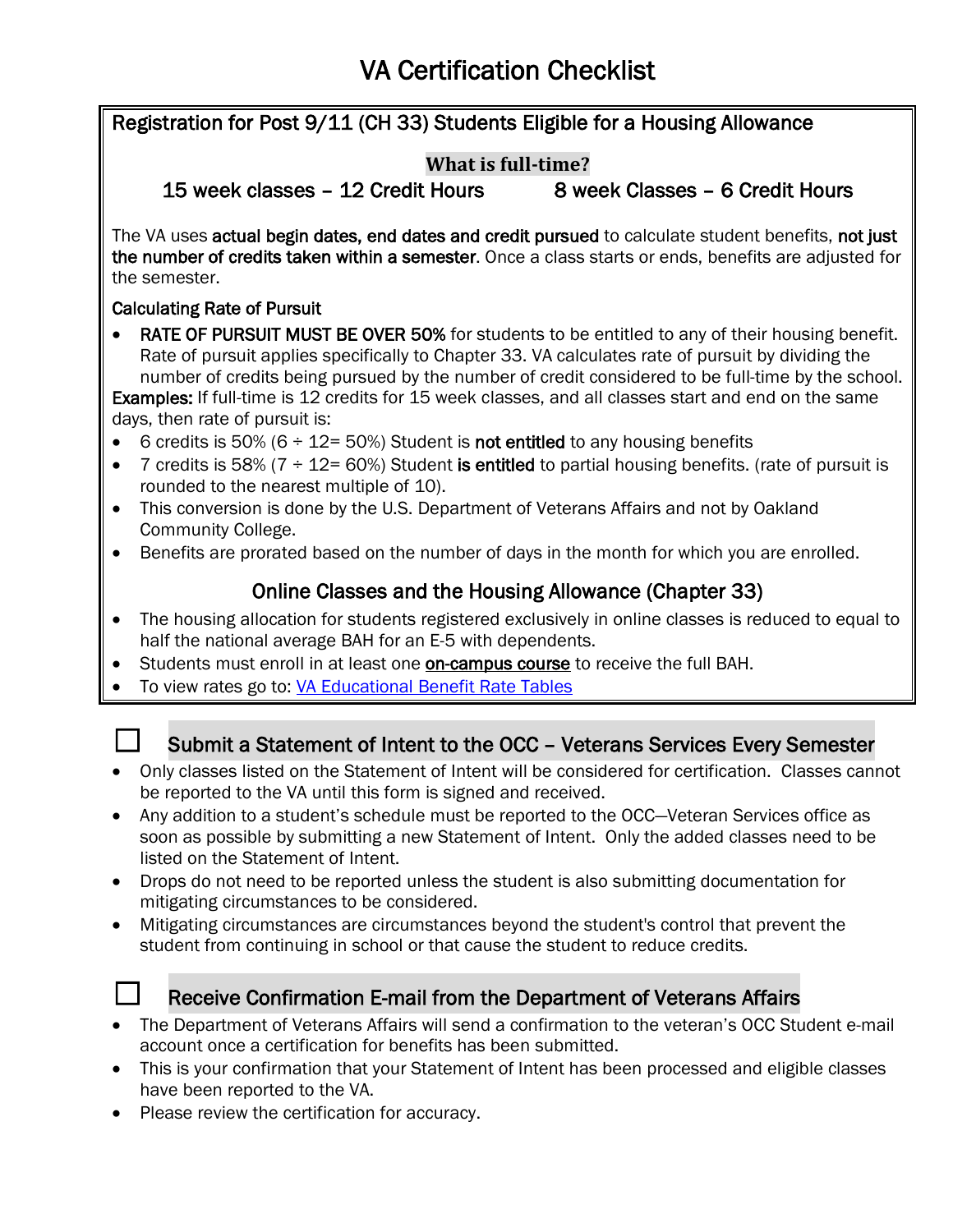# VA Certification Checklist

## Registration for Post 9/11 (CH 33) Students Eligible for a Housing Allowance

**What is full-time?**

15 week classes – 12 Credit Hours    8 week Classes – 6 Credit Hours

The VA uses **actual begin dates, end dates and credit pursued** to calculate student benefits, **not just the number of credits taken within a semester**. Once a class starts or ends, benefits are adjusted for the semester.

Calculating Rate of Pursuit

- **RATE OF PURSUIT MUST BE OVER 50%** for students to be entitled to any of their housing benefit. Rate of pursuit applies specifically to Chapter 33. VA calculates rate of pursuit by dividing the number of credits being pursued by the number of credit considered to be full-time by the school.

**Examples:** If full-time is 12 credits for 15 week classes, and all classes start and end on the same days, then rate of pursuit is:

- 6 credits is 50% (6 ÷ 12= 50%) Student is **not entitled** to any housing benefits
- 7 credits is 58% (7 ÷ 12= 60%) Student **is entitled** to partial housing benefits. (rate of pursuit is rounded to the nearest multiple of 10).
- This conversion is done by the U.S. Department of Veterans Affairs and not by Oakland Community College.
- Benefits are prorated based on the number of days in the month for which you are enrolled.

### Online Classes and the Housing Allowance (Chapter 33)

- The housing allocation for students registered exclusively in online classes is reduced to equal to half the national average BAH for an E-5 with dependents.
- Students must enroll in at least one **on-campus course** to receive the full BAH.
- To view rates go to: [VA Educational Benefit Rate Tables]

## ☐ Submit a Statement of Intent to the OCC – Veterans Services Every Semester

- Only classes listed on the Statement of Intent will be considered for certification. Classes cannot be reported to the VA until this form is signed and received.
- Any addition to a student's schedule must be reported to the OCC—Veteran Services office as soon as possible by submitting a new Statement of Intent. Only the added classes need to be listed on the Statement of Intent.
- Drops do not need to be reported unless the student is also submitting documentation for mitigating circumstances to be considered.
- Mitigating circumstances are circumstances beyond the student's control that prevent the student from continuing in school or that cause the student to reduce credits.

## ☐ Receive Confirmation E-mail from the Department of Veterans Affairs

- The Department of Veterans Affairs will send a confirmation to the veteran's OCC Student e-mail account once a certification for benefits has been submitted.
- This is your confirmation that your Statement of Intent has been processed and eligible classes have been reported to the VA.
- Please review the certification for accuracy.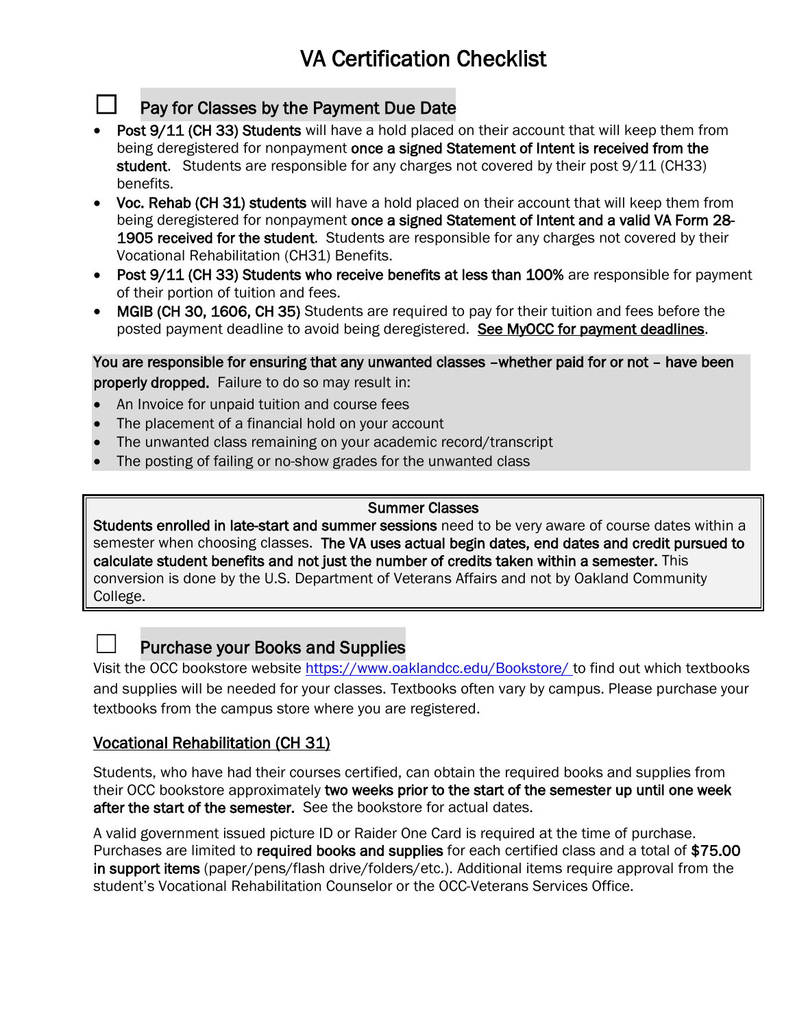# VA Certification Checklist

## ☐ Pay for Classes by the Payment Due Date

- **Post 9/11 (CH 33) Students** will have a hold placed on their account that will keep them from being deregistered for nonpayment **once a signed Statement of Intent is received from the student**. Students are responsible for any charges not covered by their post 9/11 (CH33) benefits.
- **Voc. Rehab (CH 31) students** will have a hold placed on their account that will keep them from being deregistered for nonpayment **once a signed Statement of Intent and a valid VA Form 28-1905 received for the student**. Students are responsible for any charges not covered by their Vocational Rehabilitation (CH31) Benefits.
- **Post 9/11 (CH 33) Students who receive benefits at less than 100%** are responsible for payment of their portion of tuition and fees.
- **MGIB (CH 30, 1606, CH 35)** Students are required to pay for their tuition and fees before the posted payment deadline to avoid being deregistered. See MyOCC for payment deadlines.

**You are responsible for ensuring that any unwanted classes –whether paid for or not – have been properly dropped.** Failure to do so may result in:

- An Invoice for unpaid tuition and course fees
- The placement of a financial hold on your account
- The unwanted class remaining on your academic record/transcript
- The posting of failing or no-show grades for the unwanted class

**Summer Classes**

**Students enrolled in late-start and summer sessions** need to be very aware of course dates within a semester when choosing classes. **The VA uses actual begin dates, end dates and credit pursued to calculate student benefits and not just the number of credits taken within a semester.** This conversion is done by the U.S. Department of Veterans Affairs and not by Oakland Community College.

## ☐ Purchase your Books and Supplies

Visit the OCC bookstore website https://www.oaklandcc.edu/Bookstore/ to find out which textbooks and supplies will be needed for your classes. Textbooks often vary by campus. Please purchase your textbooks from the campus store where you are registered.

### Vocational Rehabilitation (CH 31)

Students, who have had their courses certified, can obtain the required books and supplies from their OCC bookstore approximately **two weeks prior to the start of the semester up until one week after the start of the semester.** See the bookstore for actual dates.

A valid government issued picture ID or Raider One Card is required at the time of purchase. Purchases are limited to **required books and supplies** for each certified class and a total of **$75.00 in support items** (paper/pens/flash drive/folders/etc.). Additional items require approval from the student's Vocational Rehabilitation Counselor or the OCC-Veterans Services Office.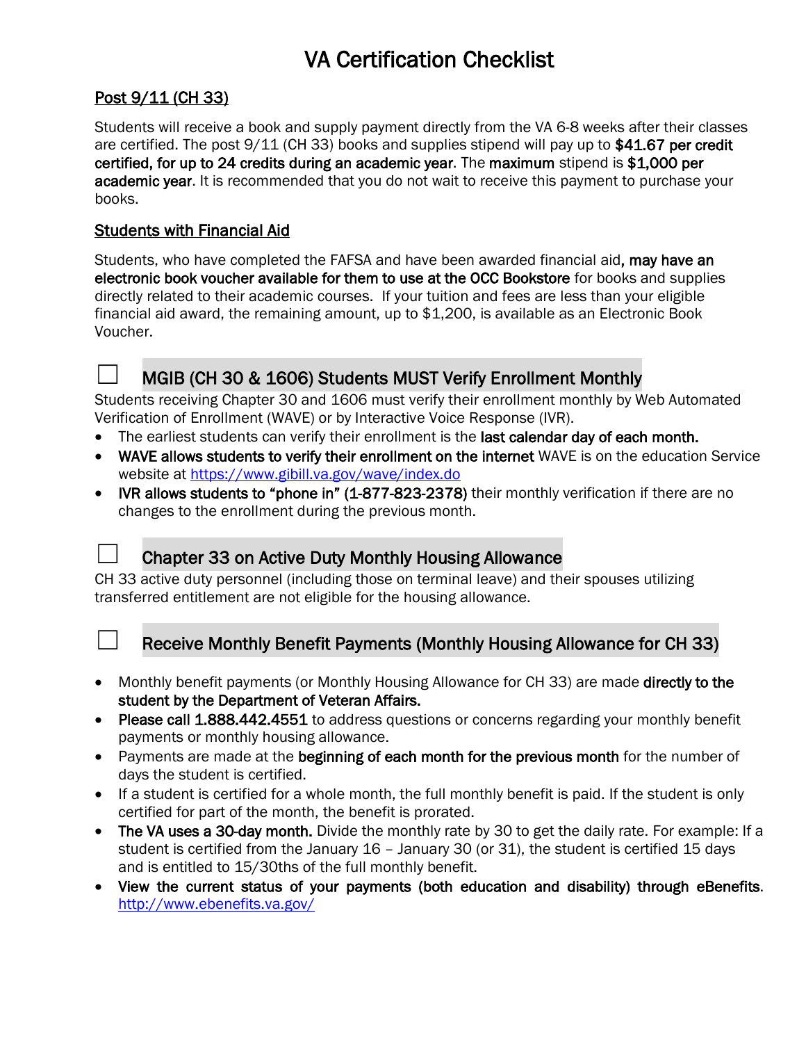# VA Certification Checklist

## Post 9/11 (CH 33)

Students will receive a book and supply payment directly from the VA 6-8 weeks after their classes are certified. The post 9/11 (CH 33) books and supplies stipend will pay up to **$41.67 per credit certified, for up to 24 credits during an academic year**. The **maximum** stipend is **$1,000 per academic year**. It is recommended that you do not wait to receive this payment to purchase your books.

## Students with Financial Aid

Students, who have completed the FAFSA and have been awarded financial aid**, may have an electronic book voucher available for them to use at the OCC Bookstore** for books and supplies directly related to their academic courses. If your tuition and fees are less than your eligible financial aid award, the remaining amount, up to $1,200, is available as an Electronic Book Voucher.

## ☐ MGIB (CH 30 & 1606) Students MUST Verify Enrollment Monthly

Students receiving Chapter 30 and 1606 must verify their enrollment monthly by Web Automated Verification of Enrollment (WAVE) or by Interactive Voice Response (IVR).

- The earliest students can verify their enrollment is the **last calendar day of each month.**
- **WAVE allows students to verify their enrollment on the internet** WAVE is on the education Service website at https://www.gibill.va.gov/wave/index.do
- **IVR allows students to "phone in" (1-877-823-2378)** their monthly verification if there are no changes to the enrollment during the previous month.

## ☐ Chapter 33 on Active Duty Monthly Housing Allowance

CH 33 active duty personnel (including those on terminal leave) and their spouses utilizing transferred entitlement are not eligible for the housing allowance.

## ☐ Receive Monthly Benefit Payments (Monthly Housing Allowance for CH 33)

- Monthly benefit payments (or Monthly Housing Allowance for CH 33) are made **directly to the student by the Department of Veteran Affairs.**
- **Please call 1.888.442.4551** to address questions or concerns regarding your monthly benefit payments or monthly housing allowance.
- Payments are made at the **beginning of each month for the previous month** for the number of days the student is certified.
- If a student is certified for a whole month, the full monthly benefit is paid. If the student is only certified for part of the month, the benefit is prorated.
- **The VA uses a 30-day month.** Divide the monthly rate by 30 to get the daily rate. For example: If a student is certified from the January 16 – January 30 (or 31), the student is certified 15 days and is entitled to 15/30ths of the full monthly benefit.
- **View the current status of your payments (both education and disability) through eBenefits.** http://www.ebenefits.va.gov/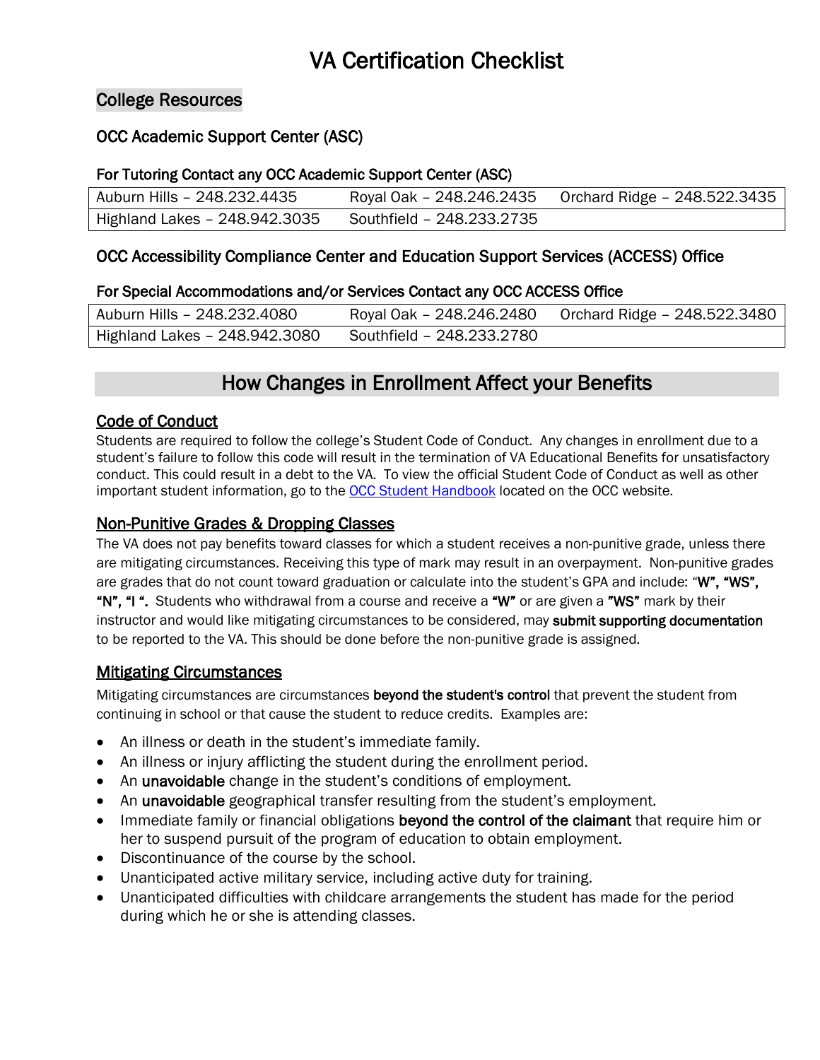# VA Certification Checklist

## College Resources

### OCC Academic Support Center (ASC)

#### For Tutoring Contact any OCC Academic Support Center (ASC)

| Auburn Hills – 248.232.4435 | Royal Oak – 248.246.2435 | Orchard Ridge – 248.522.3435 |
|---|---|---|
| Highland Lakes – 248.942.3035 | Southfield – 248.233.2735 | |

### OCC Accessibility Compliance Center and Education Support Services (ACCESS) Office

#### For Special Accommodations and/or Services Contact any OCC ACCESS Office

| Auburn Hills – 248.232.4080 | Royal Oak – 248.246.2480 | Orchard Ridge – 248.522.3480 |
|---|---|---|
| Highland Lakes – 248.942.3080 | Southfield – 248.233.2780 | |

## How Changes in Enrollment Affect your Benefits

### Code of Conduct

Students are required to follow the college's Student Code of Conduct. Any changes in enrollment due to a student's failure to follow this code will result in the termination of VA Educational Benefits for unsatisfactory conduct. This could result in a debt to the VA. To view the official Student Code of Conduct as well as other important student information, go to the OCC Student Handbook located on the OCC website.

### Non-Punitive Grades & Dropping Classes

The VA does not pay benefits toward classes for which a student receives a non-punitive grade, unless there are mitigating circumstances. Receiving this type of mark may result in an overpayment. Non-punitive grades are grades that do not count toward graduation or calculate into the student's GPA and include: "**W", "WS", "N", "I "**. Students who withdrawal from a course and receive a **"W"** or are given a **"WS"** mark by their instructor and would like mitigating circumstances to be considered, may **submit supporting documentation** to be reported to the VA. This should be done before the non-punitive grade is assigned.

### Mitigating Circumstances

Mitigating circumstances are circumstances **beyond the student's control** that prevent the student from continuing in school or that cause the student to reduce credits. Examples are:

- An illness or death in the student's immediate family.
- An illness or injury afflicting the student during the enrollment period.
- An **unavoidable** change in the student's conditions of employment.
- An **unavoidable** geographical transfer resulting from the student's employment.
- Immediate family or financial obligations **beyond the control of the claimant** that require him or her to suspend pursuit of the program of education to obtain employment.
- Discontinuance of the course by the school.
- Unanticipated active military service, including active duty for training.
- Unanticipated difficulties with childcare arrangements the student has made for the period during which he or she is attending classes.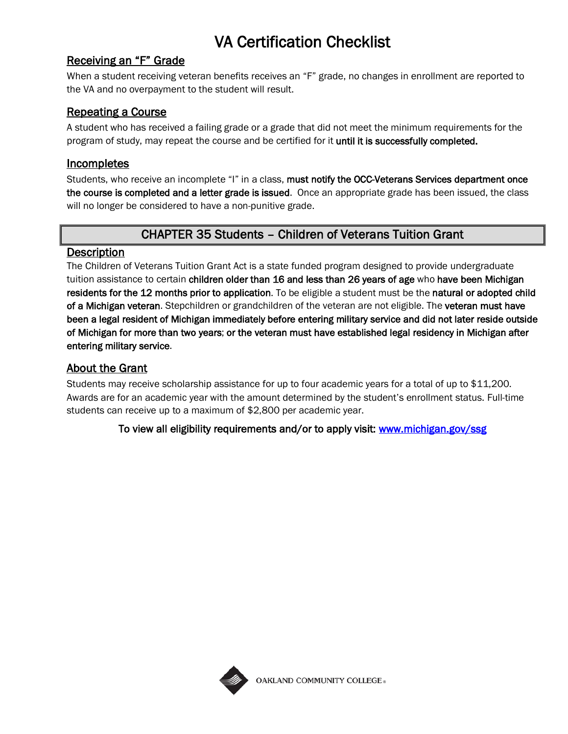# VA Certification Checklist

## Receiving an "F" Grade

When a student receiving veteran benefits receives an "F" grade, no changes in enrollment are reported to the VA and no overpayment to the student will result.

## Repeating a Course

A student who has received a failing grade or a grade that did not meet the minimum requirements for the program of study, may repeat the course and be certified for it **until it is successfully completed.**

## Incompletes

Students, who receive an incomplete "I" in a class, **must notify the OCC-Veterans Services department once the course is completed and a letter grade is issued**. Once an appropriate grade has been issued, the class will no longer be considered to have a non-punitive grade.

## CHAPTER 35 Students – Children of Veterans Tuition Grant

### Description

The Children of Veterans Tuition Grant Act is a state funded program designed to provide undergraduate tuition assistance to certain **children older than 16 and less than 26 years of age** who **have been Michigan residents for the 12 months prior to application**. To be eligible a student must be the **natural or adopted child of a Michigan veteran**. Stepchildren or grandchildren of the veteran are not eligible. The **veteran must have been a legal resident of Michigan immediately before entering military service and did not later reside outside of Michigan for more than two years; or the veteran must have established legal residency in Michigan after entering military service**.

### About the Grant

Students may receive scholarship assistance for up to four academic years for a total of up to $11,200. Awards are for an academic year with the amount determined by the student's enrollment status. Full-time students can receive up to a maximum of $2,800 per academic year.

To view all eligibility requirements and/or to apply visit: [www.michigan.gov/ssg](http://www.michigan.gov/ssg)